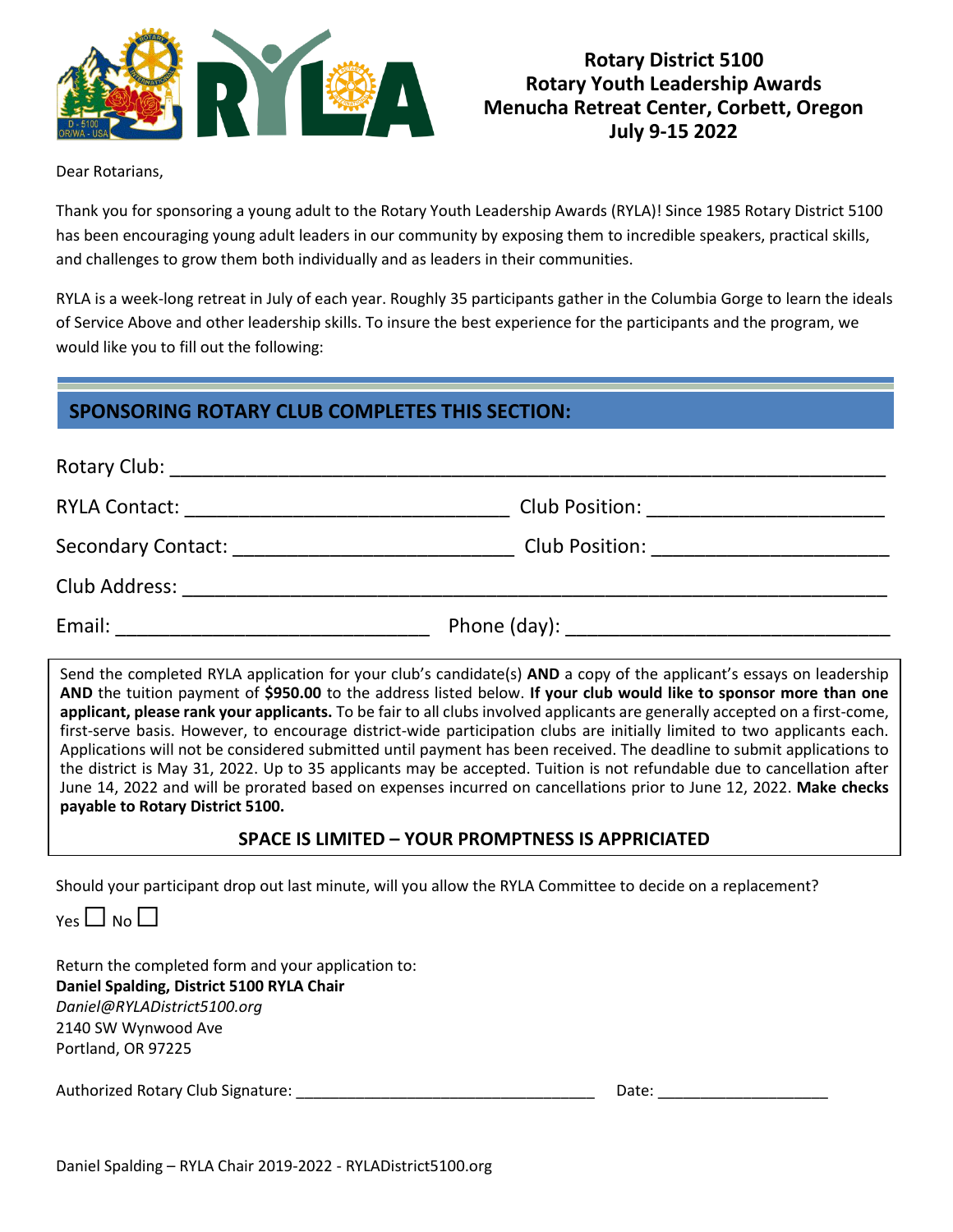# Rotary District 5100
# Rotary Youth Leadership Awards
# Menucha Retreat Center, Corbett, Oregon
# July 9-15 2022

Dear Rotarians,

Thank you for sponsoring a young adult to the Rotary Youth Leadership Awards (RYLA)! Since 1985 Rotary District 5100 has been encouraging young adult leaders in our community by exposing them to incredible speakers, practical skills, and challenges to grow them both individually and as leaders in their communities.

RYLA is a week-long retreat in July of each year. Roughly 35 participants gather in the Columbia Gorge to learn the ideals of Service Above and other leadership skills. To insure the best experience for the participants and the program, we would like you to fill out the following:

## SPONSORING ROTARY CLUB COMPLETES THIS SECTION:

Rotary Club: ______________________________________________________________________

RYLA Contact: ______________________________ Club Position: ______________________

Secondary Contact: __________________________ Club Position: ______________________

Club Address: ______________________________________________________________________

Email: _____________________________ Phone (day): _____________________________

Send the completed RYLA application for your club's candidate(s) **AND** a copy of the applicant's essays on leadership **AND** the tuition payment of **$950.00** to the address listed below. **If your club would like to sponsor more than one applicant, please rank your applicants.** To be fair to all clubs involved applicants are generally accepted on a first-come, first-serve basis. However, to encourage district-wide participation clubs are initially limited to two applicants each. Applications will not be considered submitted until payment has been received. The deadline to submit applications to the district is May 31, 2022. Up to 35 applicants may be accepted. Tuition is not refundable due to cancellation after June 14, 2022 and will be prorated based on expenses incurred on cancellations prior to June 12, 2022. **Make checks payable to Rotary District 5100.**

**SPACE IS LIMITED – YOUR PROMPTNESS IS APPRICIATED**

Should your participant drop out last minute, will you allow the RYLA Committee to decide on a replacement?

Yes ☐ No ☐

Return the completed form and your application to:
**Daniel Spalding, District 5100 RYLA Chair**
*Daniel@RYLADistrict5100.org*
2140 SW Wynwood Ave
Portland, OR 97225

Authorized Rotary Club Signature: ___________________________________ Date: ____________________

Daniel Spalding – RYLA Chair 2019-2022 - RYLADistrict5100.org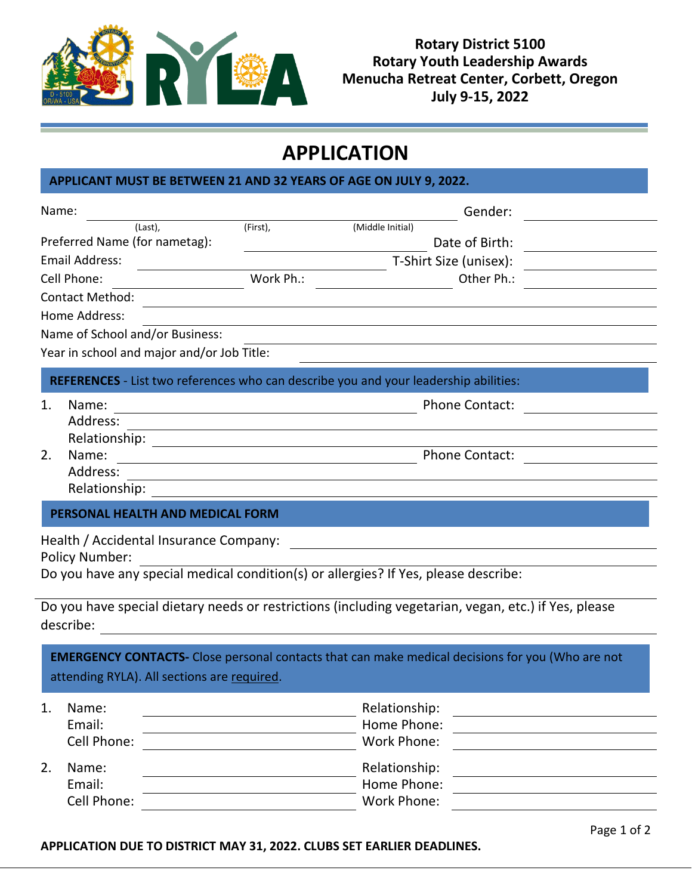**Rotary District 5100**
**Rotary Youth Leadership Awards**
**Menucha Retreat Center, Corbett, Oregon**
**July 9-15, 2022**

# APPLICATION

**APPLICANT MUST BE BETWEEN 21 AND 32 YEARS OF AGE ON JULY 9, 2022.**

Name: ______________________________ Gender: __________
(Last), (First), (Middle Initial)

Preferred Name (for nametag): __________ Date of Birth: __________

Email Address: __________ T-Shirt Size (unisex): __________

Cell Phone: __________ Work Ph.: __________ Other Ph.: __________

Contact Method: __________

Home Address: __________

Name of School and/or Business: __________

Year in school and major and/or Job Title: __________

**REFERENCES** - List two references who can describe you and your leadership abilities:

1. Name: __________ Phone Contact: __________
   Address: __________
   Relationship: __________
2. Name: __________ Phone Contact: __________
   Address: __________
   Relationship: __________

**PERSONAL HEALTH AND MEDICAL FORM**

Health / Accidental Insurance Company: __________

Policy Number: __________

Do you have any special medical condition(s) or allergies? If Yes, please describe:

__________

Do you have special dietary needs or restrictions (including vegetarian, vegan, etc.) if Yes, please describe: __________

**EMERGENCY CONTACTS-** Close personal contacts that can make medical decisions for you (Who are not attending RYLA). All sections are required.

1. Name: __________ Relationship: __________
   Email: __________ Home Phone: __________
   Cell Phone: __________ Work Phone: __________
2. Name: __________ Relationship: __________
   Email: __________ Home Phone: __________
   Cell Phone: __________ Work Phone: __________

**APPLICATION DUE TO DISTRICT MAY 31, 2022. CLUBS SET EARLIER DEADLINES.**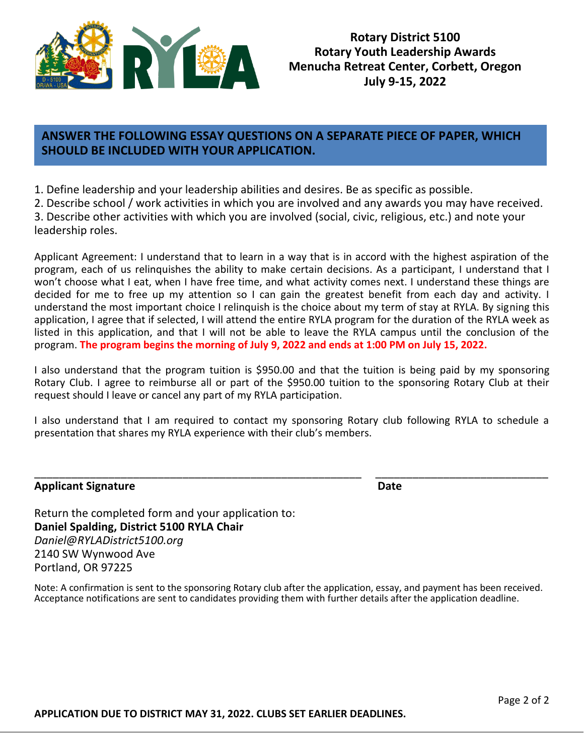**Rotary District 5100**
**Rotary Youth Leadership Awards**
**Menucha Retreat Center, Corbett, Oregon**
**July 9-15, 2022**

## ANSWER THE FOLLOWING ESSAY QUESTIONS ON A SEPARATE PIECE OF PAPER, WHICH SHOULD BE INCLUDED WITH YOUR APPLICATION.

1. Define leadership and your leadership abilities and desires. Be as specific as possible.
2. Describe school / work activities in which you are involved and any awards you may have received.
3. Describe other activities with which you are involved (social, civic, religious, etc.) and note your leadership roles.

Applicant Agreement: I understand that to learn in a way that is in accord with the highest aspiration of the program, each of us relinquishes the ability to make certain decisions. As a participant, I understand that I won't choose what I eat, when I have free time, and what activity comes next. I understand these things are decided for me to free up my attention so I can gain the greatest benefit from each day and activity. I understand the most important choice I relinquish is the choice about my term of stay at RYLA. By signing this application, I agree that if selected, I will attend the entire RYLA program for the duration of the RYLA week as listed in this application, and that I will not be able to leave the RYLA campus until the conclusion of the program. **The program begins the morning of July 9, 2022 and ends at 1:00 PM on July 15, 2022.**

I also understand that the program tuition is $950.00 and that the tuition is being paid by my sponsoring Rotary Club. I agree to reimburse all or part of the $950.00 tuition to the sponsoring Rotary Club at their request should I leave or cancel any part of my RYLA participation.

I also understand that I am required to contact my sponsoring Rotary club following RYLA to schedule a presentation that shares my RYLA experience with their club's members.

\_\_\_\_\_\_\_\_\_\_\_\_\_\_\_\_\_\_\_\_\_\_\_\_\_\_\_\_\_\_\_\_\_\_\_\_\_\_\_\_\_\_\_\_ \_\_\_\_\_\_\_\_\_\_\_\_\_\_\_\_\_\_\_\_\_\_\_\_\_\_\_\_\_\_
**Applicant Signature** **Date**

Return the completed form and your application to:
**Daniel Spalding, District 5100 RYLA Chair**
*Daniel@RYLADistrict5100.org*
2140 SW Wynwood Ave
Portland, OR 97225

Note: A confirmation is sent to the sponsoring Rotary club after the application, essay, and payment has been received. Acceptance notifications are sent to candidates providing them with further details after the application deadline.

**APPLICATION DUE TO DISTRICT MAY 31, 2022. CLUBS SET EARLIER DEADLINES.**